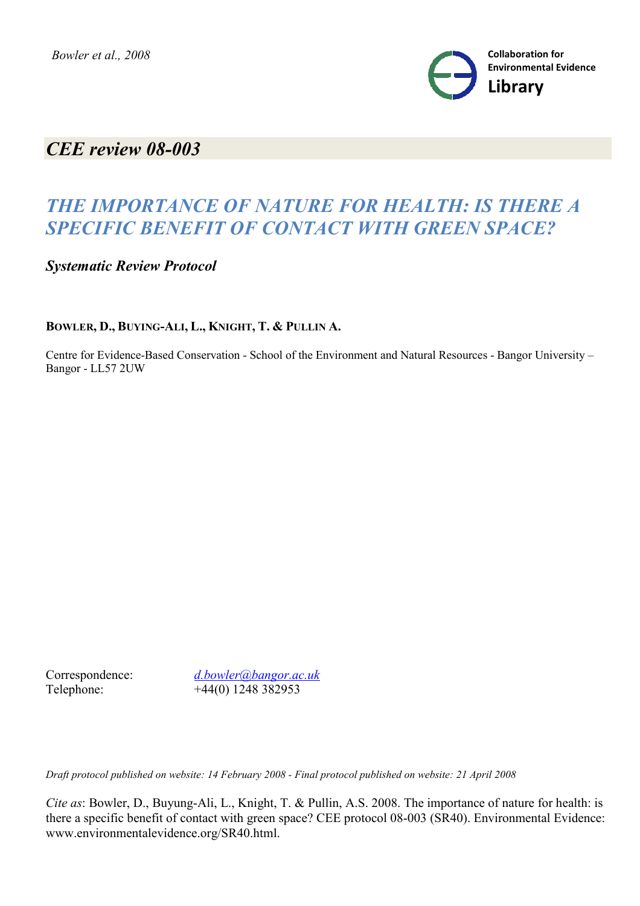*Bowler et al., 2008*

Collaboration for Environmental Evidence **Library**

## *CEE review 08-003*

# *THE IMPORTANCE OF NATURE FOR HEALTH: IS THERE A SPECIFIC BENEFIT OF CONTACT WITH GREEN SPACE?*

***Systematic Review Protocol***

**BOWLER, D., BUYING-ALI, L., KNIGHT, T. & PULLIN A.**

Centre for Evidence-Based Conservation - School of the Environment and Natural Resources - Bangor University – Bangor - LL57 2UW

Correspondence: d.bowler@bangor.ac.uk
Telephone: +44(0) 1248 382953

*Draft protocol published on website: 14 February 2008 - Final protocol published on website: 21 April 2008*

*Cite as*: Bowler, D., Buyung-Ali, L., Knight, T. & Pullin, A.S. 2008. The importance of nature for health: is there a specific benefit of contact with green space? CEE protocol 08-003 (SR40). Environmental Evidence: www.environmentalevidence.org/SR40.html.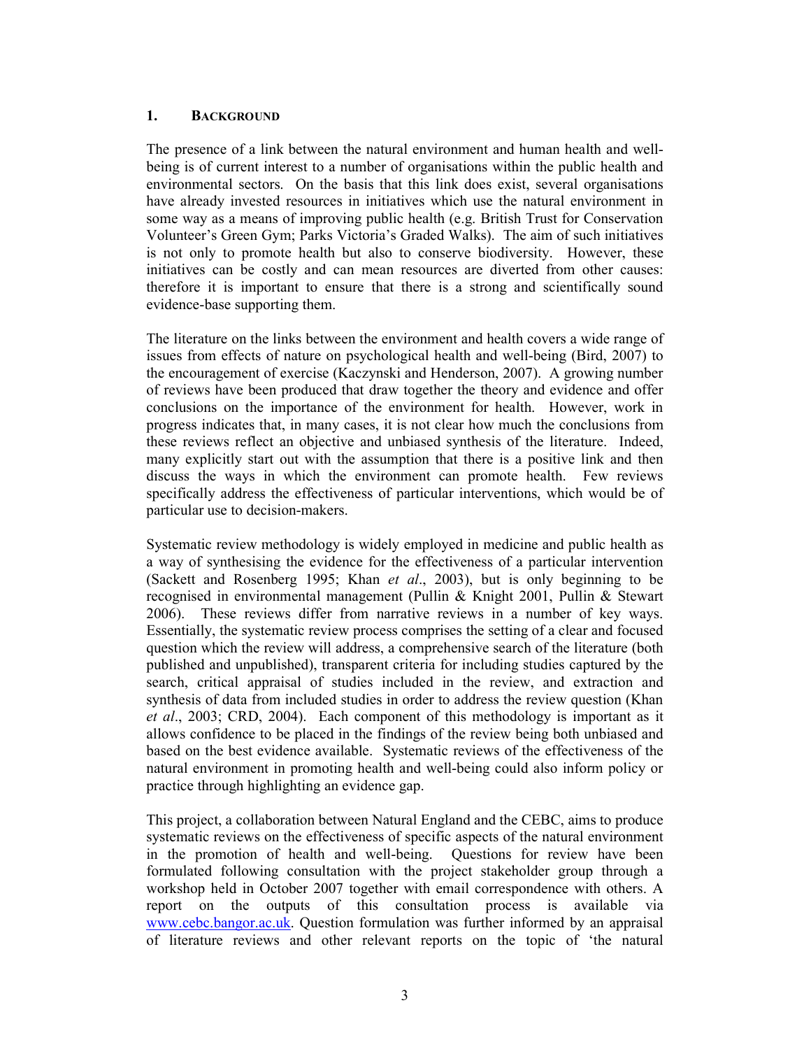## 1. BACKGROUND

The presence of a link between the natural environment and human health and well-being is of current interest to a number of organisations within the public health and environmental sectors. On the basis that this link does exist, several organisations have already invested resources in initiatives which use the natural environment in some way as a means of improving public health (e.g. British Trust for Conservation Volunteer's Green Gym; Parks Victoria's Graded Walks). The aim of such initiatives is not only to promote health but also to conserve biodiversity. However, these initiatives can be costly and can mean resources are diverted from other causes: therefore it is important to ensure that there is a strong and scientifically sound evidence-base supporting them.

The literature on the links between the environment and health covers a wide range of issues from effects of nature on psychological health and well-being (Bird, 2007) to the encouragement of exercise (Kaczynski and Henderson, 2007). A growing number of reviews have been produced that draw together the theory and evidence and offer conclusions on the importance of the environment for health. However, work in progress indicates that, in many cases, it is not clear how much the conclusions from these reviews reflect an objective and unbiased synthesis of the literature. Indeed, many explicitly start out with the assumption that there is a positive link and then discuss the ways in which the environment can promote health. Few reviews specifically address the effectiveness of particular interventions, which would be of particular use to decision-makers.

Systematic review methodology is widely employed in medicine and public health as a way of synthesising the evidence for the effectiveness of a particular intervention (Sackett and Rosenberg 1995; Khan *et al*., 2003), but is only beginning to be recognised in environmental management (Pullin & Knight 2001, Pullin & Stewart 2006). These reviews differ from narrative reviews in a number of key ways. Essentially, the systematic review process comprises the setting of a clear and focused question which the review will address, a comprehensive search of the literature (both published and unpublished), transparent criteria for including studies captured by the search, critical appraisal of studies included in the review, and extraction and synthesis of data from included studies in order to address the review question (Khan *et al*., 2003; CRD, 2004). Each component of this methodology is important as it allows confidence to be placed in the findings of the review being both unbiased and based on the best evidence available. Systematic reviews of the effectiveness of the natural environment in promoting health and well-being could also inform policy or practice through highlighting an evidence gap.

This project, a collaboration between Natural England and the CEBC, aims to produce systematic reviews on the effectiveness of specific aspects of the natural environment in the promotion of health and well-being. Questions for review have been formulated following consultation with the project stakeholder group through a workshop held in October 2007 together with email correspondence with others. A report on the outputs of this consultation process is available via www.cebc.bangor.ac.uk. Question formulation was further informed by an appraisal of literature reviews and other relevant reports on the topic of 'the natural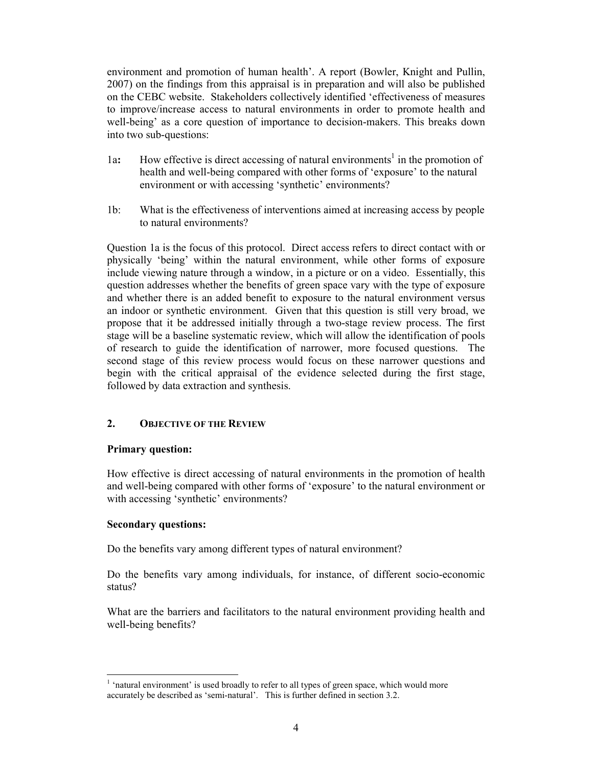environment and promotion of human health'. A report (Bowler, Knight and Pullin, 2007) on the findings from this appraisal is in preparation and will also be published on the CEBC website. Stakeholders collectively identified 'effectiveness of measures to improve/increase access to natural environments in order to promote health and well-being' as a core question of importance to decision-makers. This breaks down into two sub-questions:

1a: How effective is direct accessing of natural environments[1] in the promotion of health and well-being compared with other forms of 'exposure' to the natural environment or with accessing 'synthetic' environments?

1b: What is the effectiveness of interventions aimed at increasing access by people to natural environments?

Question 1a is the focus of this protocol. Direct access refers to direct contact with or physically 'being' within the natural environment, while other forms of exposure include viewing nature through a window, in a picture or on a video. Essentially, this question addresses whether the benefits of green space vary with the type of exposure and whether there is an added benefit to exposure to the natural environment versus an indoor or synthetic environment. Given that this question is still very broad, we propose that it be addressed initially through a two-stage review process. The first stage will be a baseline systematic review, which will allow the identification of pools of research to guide the identification of narrower, more focused questions. The second stage of this review process would focus on these narrower questions and begin with the critical appraisal of the evidence selected during the first stage, followed by data extraction and synthesis.

## 2. Objective of the Review

**Primary question:**

How effective is direct accessing of natural environments in the promotion of health and well-being compared with other forms of 'exposure' to the natural environment or with accessing 'synthetic' environments?

**Secondary questions:**

Do the benefits vary among different types of natural environment?

Do the benefits vary among individuals, for instance, of different socio-economic status?

What are the barriers and facilitators to the natural environment providing health and well-being benefits?

[1] 'natural environment' is used broadly to refer to all types of green space, which would more accurately be described as 'semi-natural'. This is further defined in section 3.2.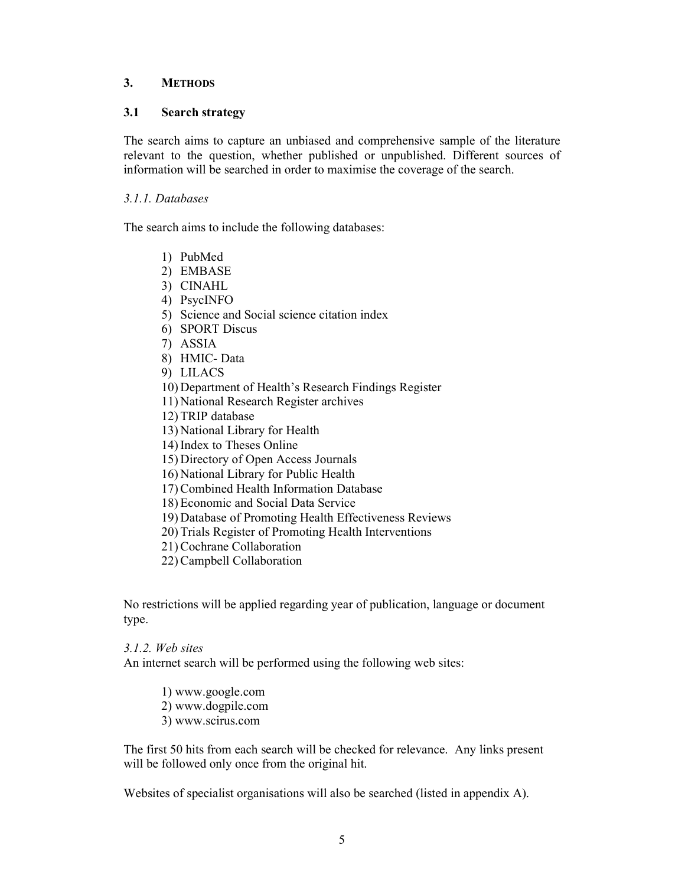## 3. METHODS

### 3.1 Search strategy

The search aims to capture an unbiased and comprehensive sample of the literature relevant to the question, whether published or unpublished. Different sources of information will be searched in order to maximise the coverage of the search.

#### *3.1.1. Databases*

The search aims to include the following databases:

1) PubMed
2) EMBASE
3) CINAHL
4) PsycINFO
5) Science and Social science citation index
6) SPORT Discus
7) ASSIA
8) HMIC- Data
9) LILACS
10) Department of Health's Research Findings Register
11) National Research Register archives
12) TRIP database
13) National Library for Health
14) Index to Theses Online
15) Directory of Open Access Journals
16) National Library for Public Health
17) Combined Health Information Database
18) Economic and Social Data Service
19) Database of Promoting Health Effectiveness Reviews
20) Trials Register of Promoting Health Interventions
21) Cochrane Collaboration
22) Campbell Collaboration

No restrictions will be applied regarding year of publication, language or document type.

#### *3.1.2. Web sites*

An internet search will be performed using the following web sites:

1) www.google.com
2) www.dogpile.com
3) www.scirus.com

The first 50 hits from each search will be checked for relevance. Any links present will be followed only once from the original hit.

Websites of specialist organisations will also be searched (listed in appendix A).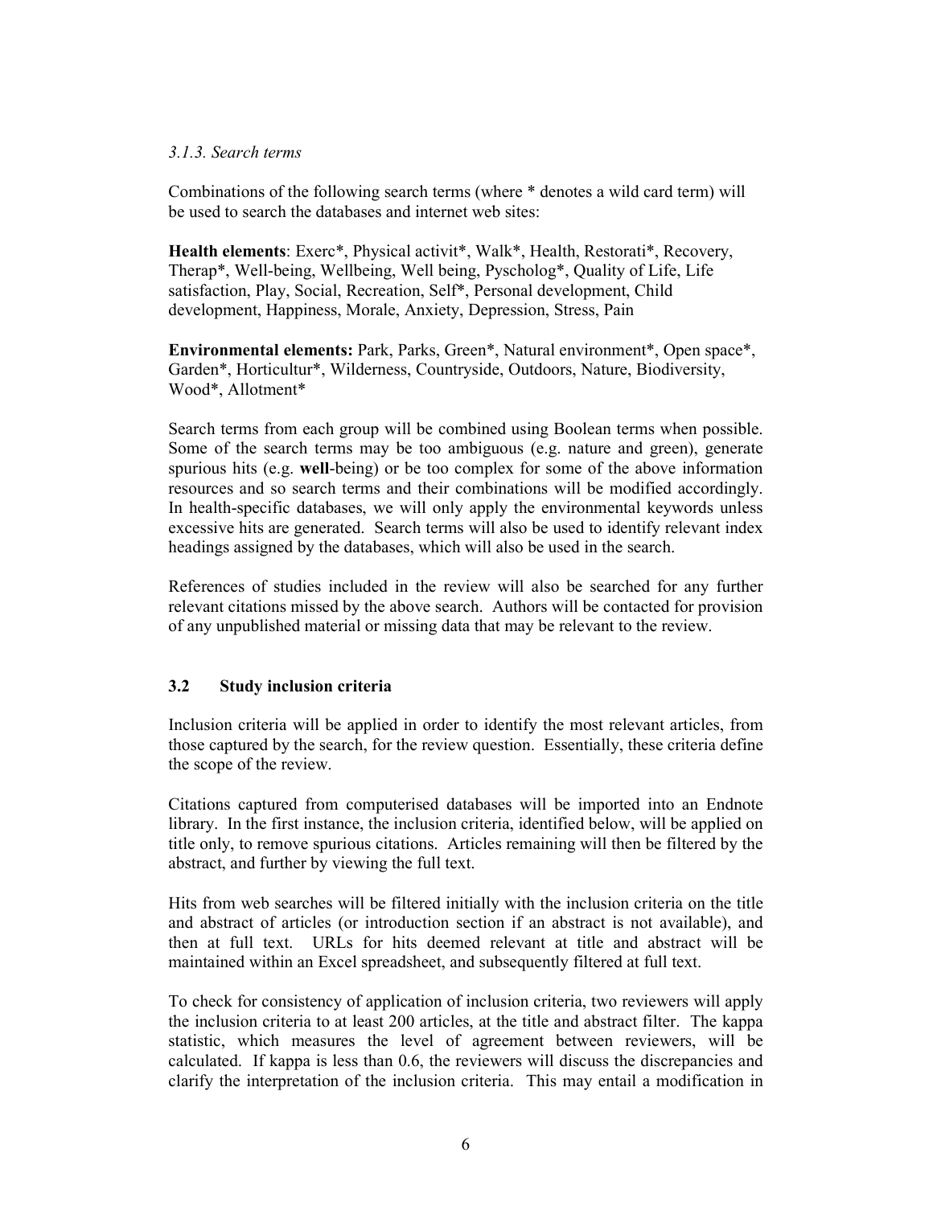#### *3.1.3. Search terms*

Combinations of the following search terms (where * denotes a wild card term) will be used to search the databases and internet web sites:

**Health elements**: Exerc*, Physical activit*, Walk*, Health, Restorati*, Recovery, Therap*, Well-being, Wellbeing, Well being, Pyscholog*, Quality of Life, Life satisfaction, Play, Social, Recreation, Self*, Personal development, Child development, Happiness, Morale, Anxiety, Depression, Stress, Pain

**Environmental elements:** Park, Parks, Green*, Natural environment*, Open space*, Garden*, Horticultur*, Wilderness, Countryside, Outdoors, Nature, Biodiversity, Wood*, Allotment*

Search terms from each group will be combined using Boolean terms when possible. Some of the search terms may be too ambiguous (e.g. nature and green), generate spurious hits (e.g. **well**-being) or be too complex for some of the above information resources and so search terms and their combinations will be modified accordingly. In health-specific databases, we will only apply the environmental keywords unless excessive hits are generated. Search terms will also be used to identify relevant index headings assigned by the databases, which will also be used in the search.

References of studies included in the review will also be searched for any further relevant citations missed by the above search. Authors will be contacted for provision of any unpublished material or missing data that may be relevant to the review.

### 3.2 Study inclusion criteria

Inclusion criteria will be applied in order to identify the most relevant articles, from those captured by the search, for the review question. Essentially, these criteria define the scope of the review.

Citations captured from computerised databases will be imported into an Endnote library. In the first instance, the inclusion criteria, identified below, will be applied on title only, to remove spurious citations. Articles remaining will then be filtered by the abstract, and further by viewing the full text.

Hits from web searches will be filtered initially with the inclusion criteria on the title and abstract of articles (or introduction section if an abstract is not available), and then at full text. URLs for hits deemed relevant at title and abstract will be maintained within an Excel spreadsheet, and subsequently filtered at full text.

To check for consistency of application of inclusion criteria, two reviewers will apply the inclusion criteria to at least 200 articles, at the title and abstract filter. The kappa statistic, which measures the level of agreement between reviewers, will be calculated. If kappa is less than 0.6, the reviewers will discuss the discrepancies and clarify the interpretation of the inclusion criteria. This may entail a modification in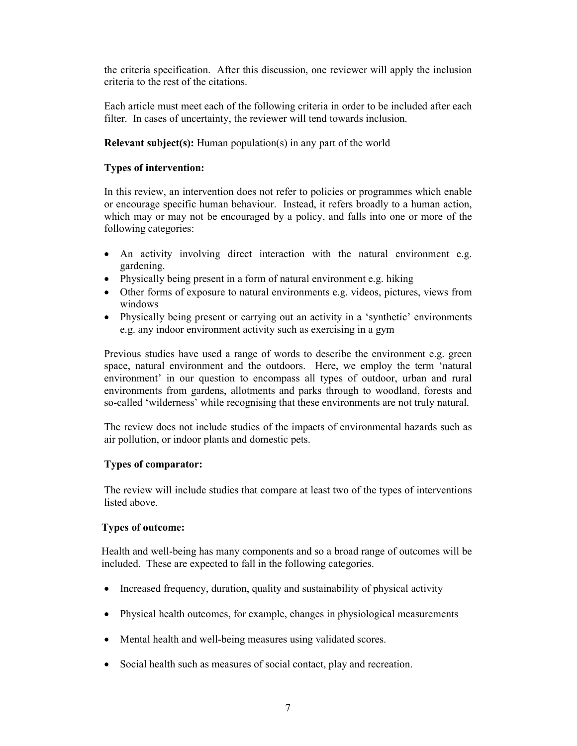the criteria specification. After this discussion, one reviewer will apply the inclusion criteria to the rest of the citations.

Each article must meet each of the following criteria in order to be included after each filter. In cases of uncertainty, the reviewer will tend towards inclusion.

**Relevant subject(s):** Human population(s) in any part of the world

**Types of intervention:**

In this review, an intervention does not refer to policies or programmes which enable or encourage specific human behaviour. Instead, it refers broadly to a human action, which may or may not be encouraged by a policy, and falls into one or more of the following categories:

- An activity involving direct interaction with the natural environment e.g. gardening.
- Physically being present in a form of natural environment e.g. hiking
- Other forms of exposure to natural environments e.g. videos, pictures, views from windows
- Physically being present or carrying out an activity in a 'synthetic' environments e.g. any indoor environment activity such as exercising in a gym

Previous studies have used a range of words to describe the environment e.g. green space, natural environment and the outdoors. Here, we employ the term 'natural environment' in our question to encompass all types of outdoor, urban and rural environments from gardens, allotments and parks through to woodland, forests and so-called 'wilderness' while recognising that these environments are not truly natural.

The review does not include studies of the impacts of environmental hazards such as air pollution, or indoor plants and domestic pets.

**Types of comparator:**

The review will include studies that compare at least two of the types of interventions listed above.

**Types of outcome:**

Health and well-being has many components and so a broad range of outcomes will be included. These are expected to fall in the following categories.

- Increased frequency, duration, quality and sustainability of physical activity
- Physical health outcomes, for example, changes in physiological measurements
- Mental health and well-being measures using validated scores.
- Social health such as measures of social contact, play and recreation.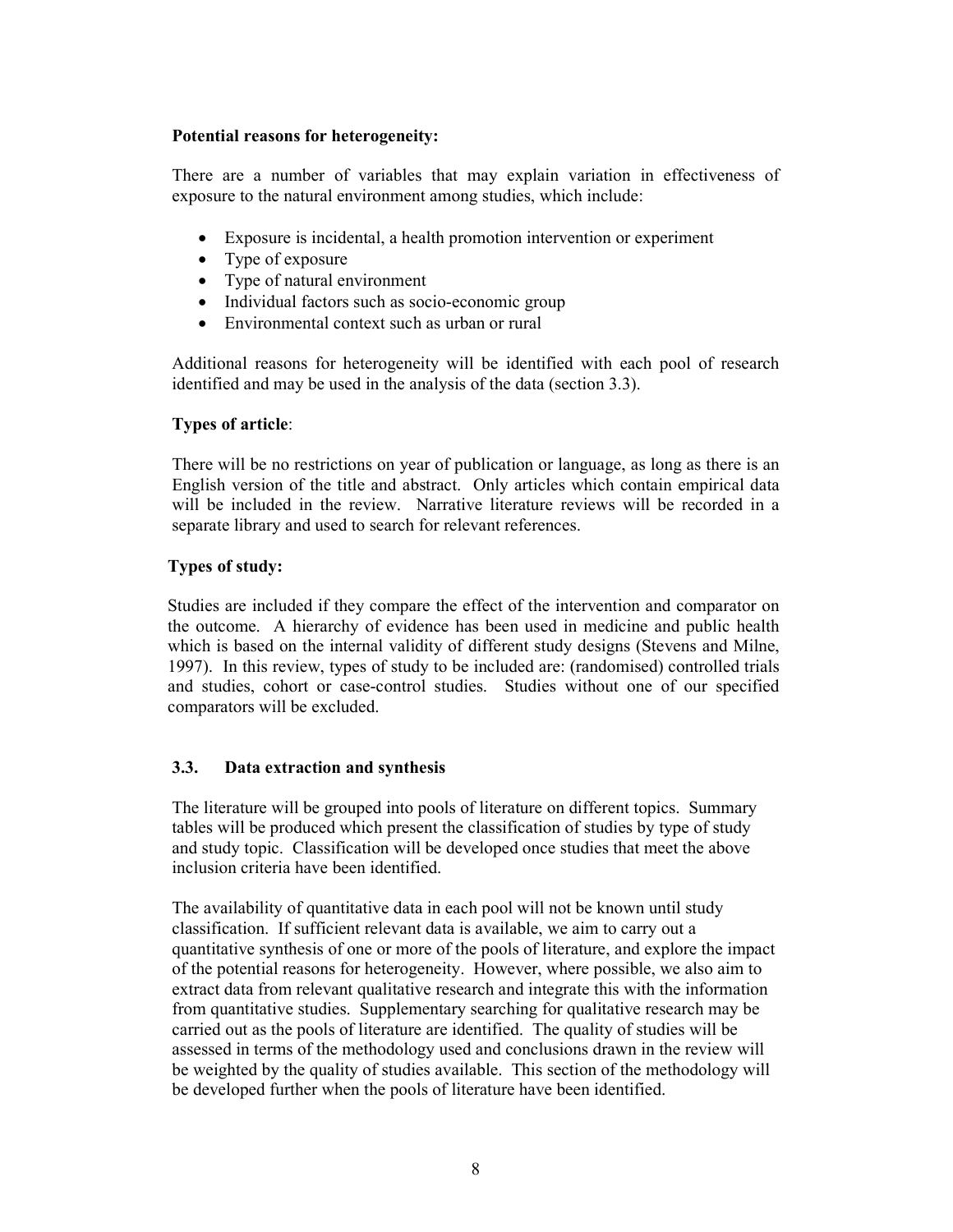**Potential reasons for heterogeneity:**

There are a number of variables that may explain variation in effectiveness of exposure to the natural environment among studies, which include:

- Exposure is incidental, a health promotion intervention or experiment
- Type of exposure
- Type of natural environment
- Individual factors such as socio-economic group
- Environmental context such as urban or rural

Additional reasons for heterogeneity will be identified with each pool of research identified and may be used in the analysis of the data (section 3.3).

**Types of article**:

There will be no restrictions on year of publication or language, as long as there is an English version of the title and abstract. Only articles which contain empirical data will be included in the review. Narrative literature reviews will be recorded in a separate library and used to search for relevant references.

**Types of study:**

Studies are included if they compare the effect of the intervention and comparator on the outcome. A hierarchy of evidence has been used in medicine and public health which is based on the internal validity of different study designs (Stevens and Milne, 1997). In this review, types of study to be included are: (randomised) controlled trials and studies, cohort or case-control studies. Studies without one of our specified comparators will be excluded.

### 3.3. Data extraction and synthesis

The literature will be grouped into pools of literature on different topics. Summary tables will be produced which present the classification of studies by type of study and study topic. Classification will be developed once studies that meet the above inclusion criteria have been identified.

The availability of quantitative data in each pool will not be known until study classification. If sufficient relevant data is available, we aim to carry out a quantitative synthesis of one or more of the pools of literature, and explore the impact of the potential reasons for heterogeneity. However, where possible, we also aim to extract data from relevant qualitative research and integrate this with the information from quantitative studies. Supplementary searching for qualitative research may be carried out as the pools of literature are identified. The quality of studies will be assessed in terms of the methodology used and conclusions drawn in the review will be weighted by the quality of studies available. This section of the methodology will be developed further when the pools of literature have been identified.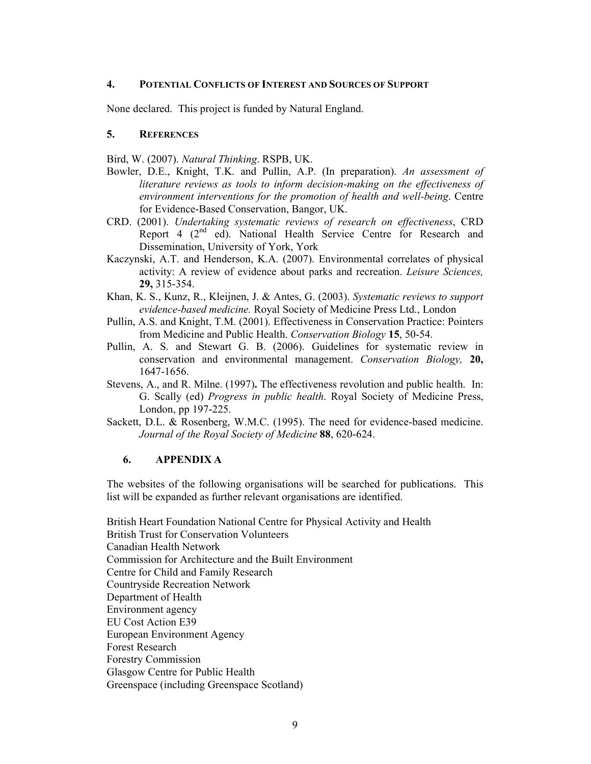## 4. Potential Conflicts of Interest and Sources of Support

None declared. This project is funded by Natural England.

## 5. References

Bird, W. (2007). *Natural Thinking*. RSPB, UK.

Bowler, D.E., Knight, T.K. and Pullin, A.P. (In preparation). *An assessment of literature reviews as tools to inform decision-making on the effectiveness of environment interventions for the promotion of health and well-being*. Centre for Evidence-Based Conservation, Bangor, UK.

CRD. (2001). *Undertaking systematic reviews of research on effectiveness*, CRD Report 4 (2nd ed). National Health Service Centre for Research and Dissemination, University of York, York

Kaczynski, A.T. and Henderson, K.A. (2007). Environmental correlates of physical activity: A review of evidence about parks and recreation. *Leisure Sciences,* **29,** 315-354.

Khan, K. S., Kunz, R., Kleijnen, J. & Antes, G. (2003). *Systematic reviews to support evidence-based medicine.* Royal Society of Medicine Press Ltd., London

Pullin, A.S. and Knight, T.M. (2001). Effectiveness in Conservation Practice: Pointers from Medicine and Public Health. *Conservation Biology* **15**, 50-54.

Pullin, A. S. and Stewart G. B. (2006). Guidelines for systematic review in conservation and environmental management. *Conservation Biology,* **20,** 1647-1656.

Stevens, A., and R. Milne. (1997)**.** The effectiveness revolution and public health. In: G. Scally (ed) *Progress in public health*. Royal Society of Medicine Press, London, pp 197-225.

Sackett, D.L. & Rosenberg, W.M.C. (1995). The need for evidence-based medicine. *Journal of the Royal Society of Medicine* **88**, 620-624.

## 6. APPENDIX A

The websites of the following organisations will be searched for publications. This list will be expanded as further relevant organisations are identified.

British Heart Foundation National Centre for Physical Activity and Health
British Trust for Conservation Volunteers
Canadian Health Network
Commission for Architecture and the Built Environment
Centre for Child and Family Research
Countryside Recreation Network
Department of Health
Environment agency
EU Cost Action E39
European Environment Agency
Forest Research
Forestry Commission
Glasgow Centre for Public Health
Greenspace (including Greenspace Scotland)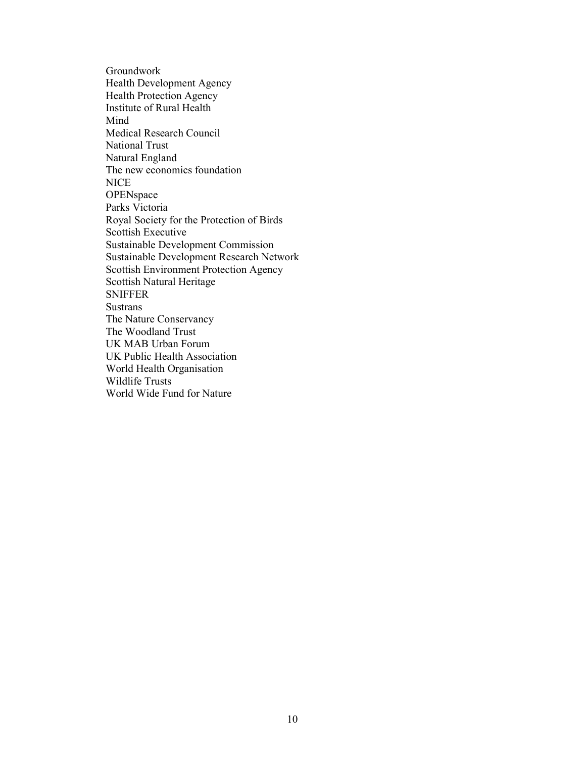Groundwork
Health Development Agency
Health Protection Agency
Institute of Rural Health
Mind
Medical Research Council
National Trust
Natural England
The new economics foundation
NICE
OPENspace
Parks Victoria
Royal Society for the Protection of Birds
Scottish Executive
Sustainable Development Commission
Sustainable Development Research Network
Scottish Environment Protection Agency
Scottish Natural Heritage
SNIFFER
Sustrans
The Nature Conservancy
The Woodland Trust
UK MAB Urban Forum
UK Public Health Association
World Health Organisation
Wildlife Trusts
World Wide Fund for Nature